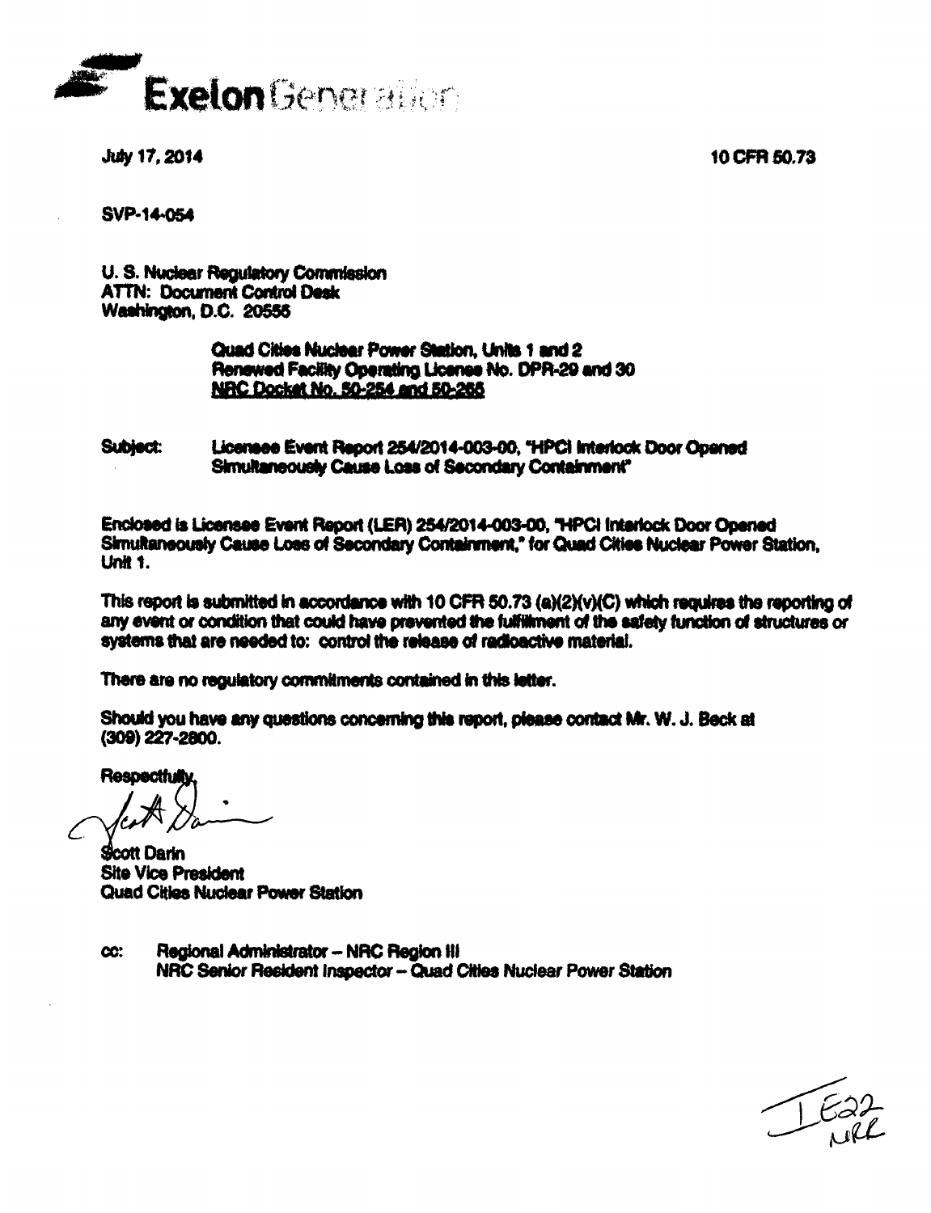Exelon Generation

July 17, 2014 10 CFR 50.73

SVP-14-054

U. S. Nuclear Regulatory Commission
ATTN: Document Control Desk
Washington, D.C. 20555

Quad Cities Nuclear Power Station, Units 1 and 2
Renewed Facility Operating License No. DPR-29 and 30
NRC Docket No. 50-254 and 50-265

Subject: Licensee Event Report 254/2014-003-00, "HPCI Interlock Door Opened Simultaneously Cause Loss of Secondary Containment"

Enclosed is Licensee Event Report (LER) 254/2014-003-00, "HPCI Interlock Door Opened Simultaneously Cause Loss of Secondary Containment," for Quad Cities Nuclear Power Station, Unit 1.

This report is submitted in accordance with 10 CFR 50.73 (a)(2)(v)(C) which requires the reporting of any event or condition that could have prevented the fulfillment of the safety function of structures or systems that are needed to: control the release of radioactive material.

There are no regulatory commitments contained in this letter.

Should you have any questions concerning this report, please contact Mr. W. J. Beck at (309) 227-2800.

Respectfully,

Scott Darin
Site Vice President
Quad Cities Nuclear Power Station

cc: Regional Administrator – NRC Region III
NRC Senior Resident Inspector – Quad Cities Nuclear Power Station

IE22
NRR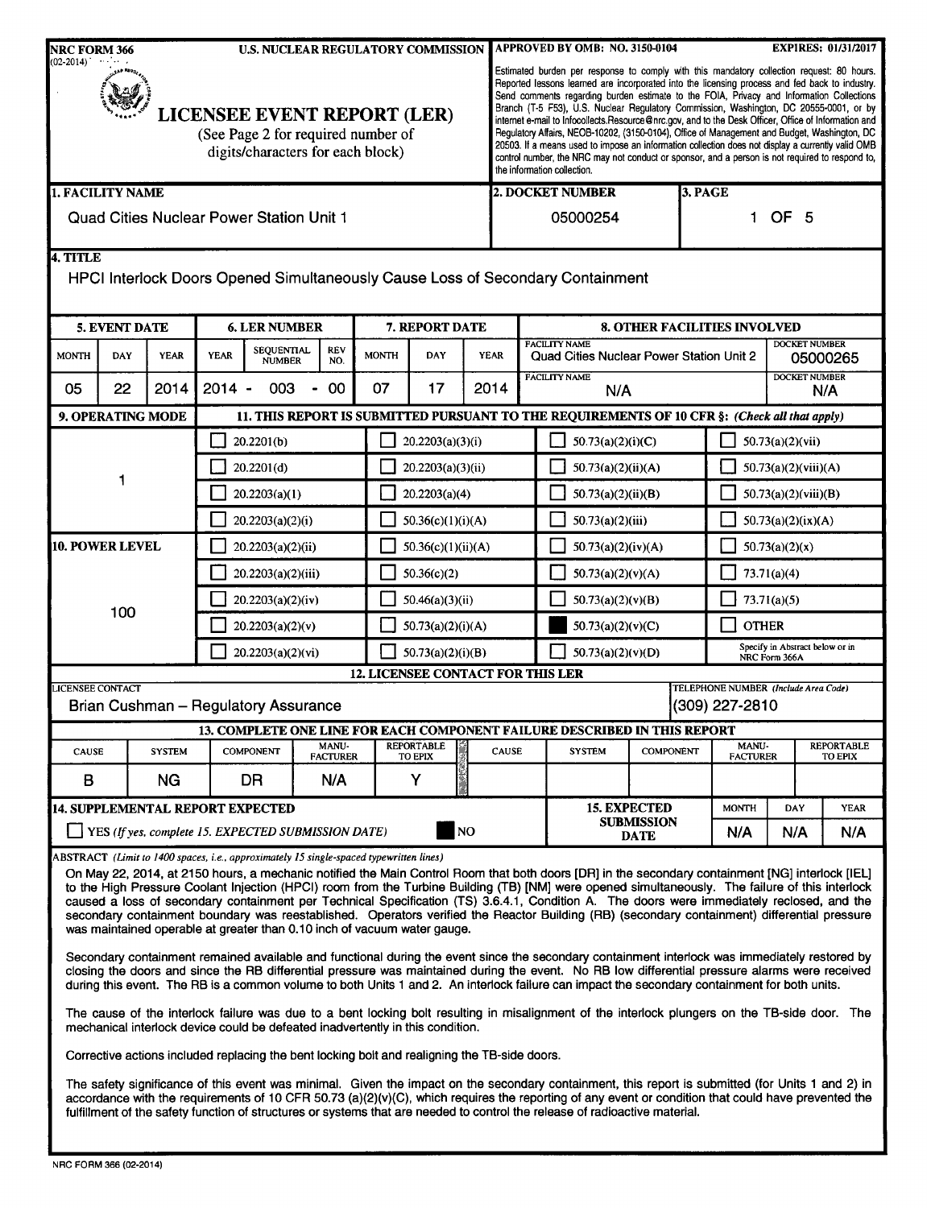NRC FORM 366 (02-2014)

**U.S. NUCLEAR REGULATORY COMMISSION**

**APPROVED BY OMB: NO. 3150-0104 EXPIRES: 01/31/2017**

Estimated burden per response to comply with this mandatory collection request: 80 hours. Reported lessons learned are incorporated into the licensing process and fed back to industry. Send comments regarding burden estimate to the FOIA, Privacy and Information Collections Branch (T-5 F53), U.S. Nuclear Regulatory Commission, Washington, DC 20555-0001, or by internet e-mail to Infocollects.Resource@nrc.gov, and to the Desk Officer, Office of Information and Regulatory Affairs, NEOB-10202, (3150-0104), Office of Management and Budget, Washington, DC 20503. If a means used to impose an information collection does not display a currently valid OMB control number, the NRC may not conduct or sponsor, and a person is not required to respond to, the information collection.

# LICENSEE EVENT REPORT (LER)

(See Page 2 for required number of digits/characters for each block)

| 1. FACILITY NAME | 2. DOCKET NUMBER | 3. PAGE |
|---|---|---|
| Quad Cities Nuclear Power Station Unit 1 | 05000254 | 1 OF 5 |

**4. TITLE**

HPCI Interlock Doors Opened Simultaneously Cause Loss of Secondary Containment

| 5. EVENT DATE | | | 6. LER NUMBER | | | 7. REPORT DATE | | | 8. OTHER FACILITIES INVOLVED | |
|---|---|---|---|---|---|---|---|---|---|---|
| MONTH | DAY | YEAR | YEAR | SEQUENTIAL NUMBER | REV NO. | MONTH | DAY | YEAR | FACILITY NAME | DOCKET NUMBER |
| 05 | 22 | 2014 | 2014 - | 003 | - 00 | 07 | 17 | 2014 | Quad Cities Nuclear Power Station Unit 2 | 05000265 |
| | | | | | | | | | N/A | N/A |

**9. OPERATING MODE:** 1

**10. POWER LEVEL:** 100

**11. THIS REPORT IS SUBMITTED PURSUANT TO THE REQUIREMENTS OF 10 CFR §: (Check all that apply)**

| | | | |
|---|---|---|---|
| ☐ 20.2201(b) | ☐ 20.2203(a)(3)(i) | ☐ 50.73(a)(2)(i)(C) | ☐ 50.73(a)(2)(vii) |
| ☐ 20.2201(d) | ☐ 20.2203(a)(3)(ii) | ☐ 50.73(a)(2)(ii)(A) | ☐ 50.73(a)(2)(viii)(A) |
| ☐ 20.2203(a)(1) | ☐ 20.2203(a)(4) | ☐ 50.73(a)(2)(ii)(B) | ☐ 50.73(a)(2)(viii)(B) |
| ☐ 20.2203(a)(2)(i) | ☐ 50.36(c)(1)(i)(A) | ☐ 50.73(a)(2)(iii) | ☐ 50.73(a)(2)(ix)(A) |
| ☐ 20.2203(a)(2)(ii) | ☐ 50.36(c)(1)(ii)(A) | ☐ 50.73(a)(2)(iv)(A) | ☐ 50.73(a)(2)(x) |
| ☐ 20.2203(a)(2)(iii) | ☐ 50.36(c)(2) | ☐ 50.73(a)(2)(v)(A) | ☐ 73.71(a)(4) |
| ☐ 20.2203(a)(2)(iv) | ☐ 50.46(a)(3)(ii) | ☐ 50.73(a)(2)(v)(B) | ☐ 73.71(a)(5) |
| ☐ 20.2203(a)(2)(v) | ☐ 50.73(a)(2)(i)(A) | ■ 50.73(a)(2)(v)(C) | ☐ OTHER |
| ☐ 20.2203(a)(2)(vi) | ☐ 50.73(a)(2)(i)(B) | ☐ 50.73(a)(2)(v)(D) | Specify in Abstract below or in NRC Form 366A |

**12. LICENSEE CONTACT FOR THIS LER**

| LICENSEE CONTACT | TELEPHONE NUMBER (Include Area Code) |
|---|---|
| Brian Cushman – Regulatory Assurance | (309) 227-2810 |

**13. COMPLETE ONE LINE FOR EACH COMPONENT FAILURE DESCRIBED IN THIS REPORT**

| CAUSE | SYSTEM | COMPONENT | MANU-FACTURER | REPORTABLE TO EPIX | CAUSE | SYSTEM | COMPONENT | MANU-FACTURER | REPORTABLE TO EPIX |
|---|---|---|---|---|---|---|---|---|---|
| B | NG | DR | N/A | Y | | | | | |

| 14. SUPPLEMENTAL REPORT EXPECTED | | 15. EXPECTED SUBMISSION DATE | MONTH | DAY | YEAR |
|---|---|---|---|---|---|
| ☐ YES (If yes, complete 15. EXPECTED SUBMISSION DATE) | ■ NO | | N/A | N/A | N/A |

**ABSTRACT** (Limit to 1400 spaces, i.e., approximately 15 single-spaced typewritten lines)

On May 22, 2014, at 2150 hours, a mechanic notified the Main Control Room that both doors [DR] in the secondary containment [NG] interlock [IEL] to the High Pressure Coolant Injection (HPCI) room from the Turbine Building (TB) [NM] were opened simultaneously. The failure of this interlock caused a loss of secondary containment per Technical Specification (TS) 3.6.4.1, Condition A. The doors were immediately reclosed, and the secondary containment boundary was reestablished. Operators verified the Reactor Building (RB) (secondary containment) differential pressure was maintained operable at greater than 0.10 inch of vacuum water gauge.

Secondary containment remained available and functional during the event since the secondary containment interlock was immediately restored by closing the doors and since the RB differential pressure was maintained during the event. No RB low differential pressure alarms were received during this event. The RB is a common volume to both Units 1 and 2. An interlock failure can impact the secondary containment for both units.

The cause of the interlock failure was due to a bent locking bolt resulting in misalignment of the interlock plungers on the TB-side door. The mechanical interlock device could be defeated inadvertently in this condition.

Corrective actions included replacing the bent locking bolt and realigning the TB-side doors.

The safety significance of this event was minimal. Given the impact on the secondary containment, this report is submitted (for Units 1 and 2) in accordance with the requirements of 10 CFR 50.73 (a)(2)(v)(C), which requires the reporting of any event or condition that could have prevented the fulfillment of the safety function of structures or systems that are needed to control the release of radioactive material.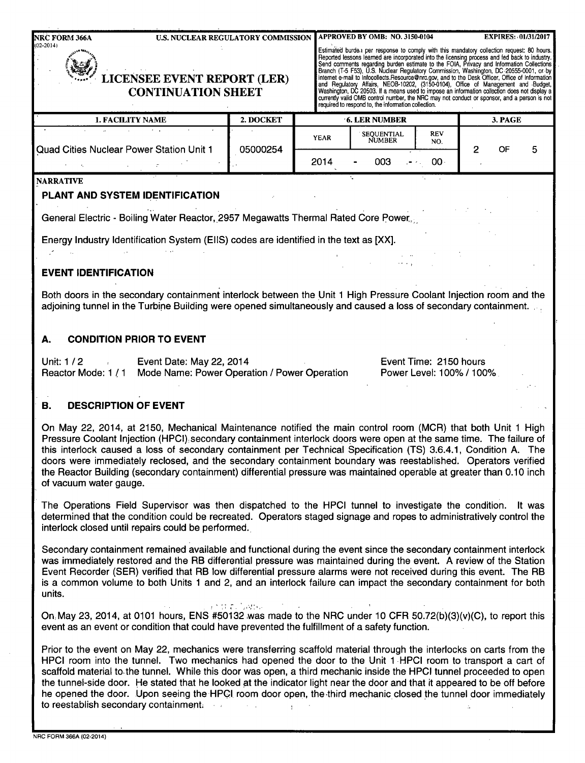| 1. FACILITY NAME | 2. DOCKET | 6. LER NUMBER | | | 3. PAGE |
|---|---|---|---|---|---|
| | | YEAR | SEQUENTIAL NUMBER | REV NO. | |
| Quad Cities Nuclear Power Station Unit 1 | 05000254 | 2014 | 003 | 00 | 2 OF 5 |

NARRATIVE

## PLANT AND SYSTEM IDENTIFICATION

General Electric - Boiling Water Reactor, 2957 Megawatts Thermal Rated Core Power.

Energy Industry Identification System (EIIS) codes are identified in the text as [XX].

## EVENT IDENTIFICATION

Both doors in the secondary containment interlock between the Unit 1 High Pressure Coolant Injection room and the adjoining tunnel in the Turbine Building were opened simultaneously and caused a loss of secondary containment.

## A. CONDITION PRIOR TO EVENT

Unit: 1 / 2 Event Date: May 22, 2014 Event Time: 2150 hours
Reactor Mode: 1 / 1 Mode Name: Power Operation / Power Operation Power Level: 100% / 100%

## B. DESCRIPTION OF EVENT

On May 22, 2014, at 2150, Mechanical Maintenance notified the main control room (MCR) that both Unit 1 High Pressure Coolant Injection (HPCI) secondary containment interlock doors were open at the same time. The failure of this interlock caused a loss of secondary containment per Technical Specification (TS) 3.6.4.1, Condition A. The doors were immediately reclosed, and the secondary containment boundary was reestablished. Operators verified the Reactor Building (secondary containment) differential pressure was maintained operable at greater than 0.10 inch of vacuum water gauge.

The Operations Field Supervisor was then dispatched to the HPCI tunnel to investigate the condition. It was determined that the condition could be recreated. Operators staged signage and ropes to administratively control the interlock closed until repairs could be performed.

Secondary containment remained available and functional during the event since the secondary containment interlock was immediately restored and the RB differential pressure was maintained during the event. A review of the Station Event Recorder (SER) verified that RB low differential pressure alarms were not received during this event. The RB is a common volume to both Units 1 and 2, and an interlock failure can impact the secondary containment for both units.

On May 23, 2014, at 0101 hours, ENS #50132 was made to the NRC under 10 CFR 50.72(b)(3)(v)(C), to report this event as an event or condition that could have prevented the fulfillment of a safety function.

Prior to the event on May 22, mechanics were transferring scaffold material through the interlocks on carts from the HPCI room into the tunnel. Two mechanics had opened the door to the Unit 1 HPCI room to transport a cart of scaffold material to the tunnel. While this door was open, a third mechanic inside the HPCI tunnel proceeded to open the tunnel-side door. He stated that he looked at the indicator light near the door and that it appeared to be off before he opened the door. Upon seeing the HPCI room door open, the third mechanic closed the tunnel door immediately to reestablish secondary containment.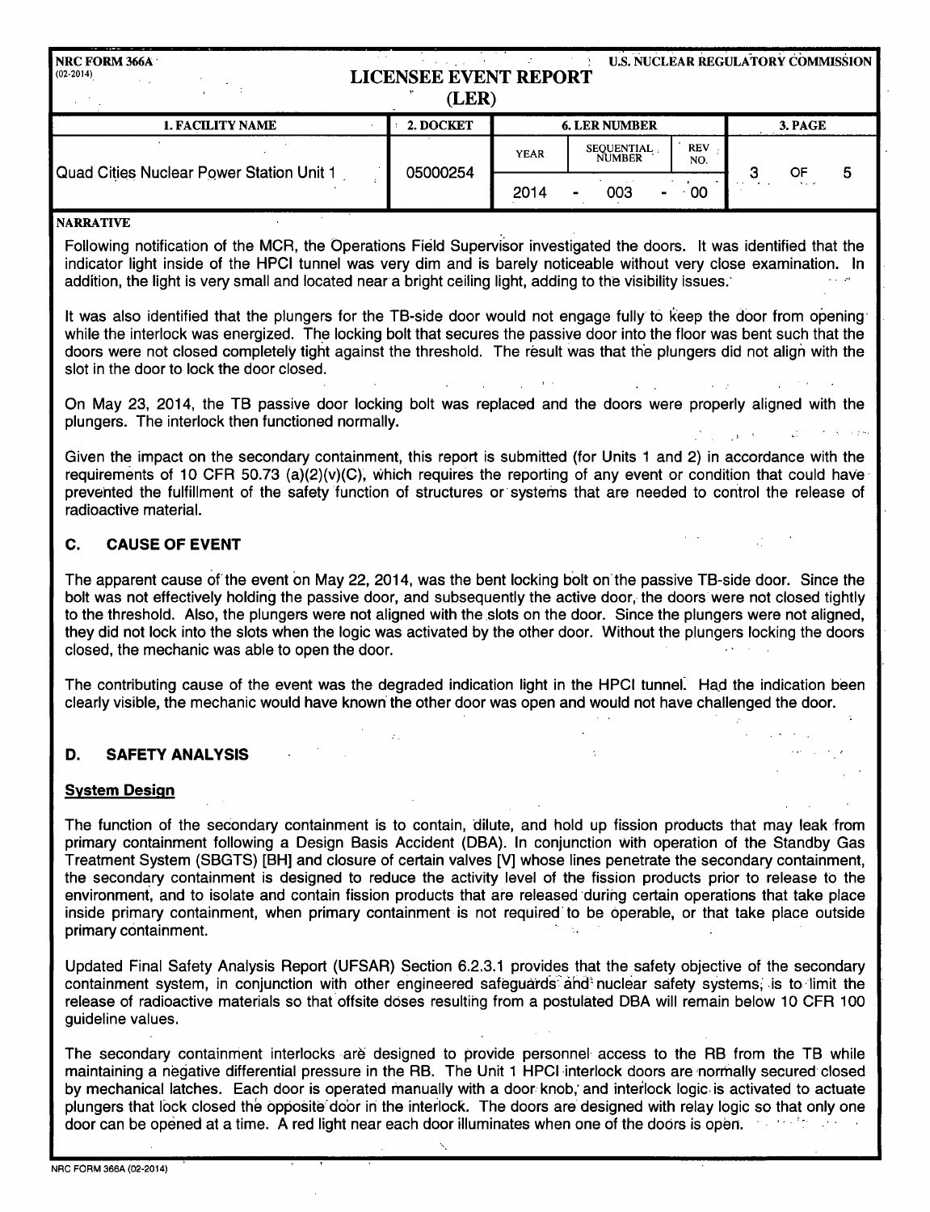| 1. FACILITY NAME | 2. DOCKET | 6. LER NUMBER | | | 3. PAGE |
|---|---|---|---|---|---|
| | | YEAR | SEQUENTIAL NUMBER | REV NO. | |
| Quad Cities Nuclear Power Station Unit 1 | 05000254 | 2014 | 003 | 00 | 3 OF 5 |

**NARRATIVE**

Following notification of the MCR, the Operations Field Supervisor investigated the doors. It was identified that the indicator light inside of the HPCI tunnel was very dim and is barely noticeable without very close examination. In addition, the light is very small and located near a bright ceiling light, adding to the visibility issues.

It was also identified that the plungers for the TB-side door would not engage fully to keep the door from opening while the interlock was energized. The locking bolt that secures the passive door into the floor was bent such that the doors were not closed completely tight against the threshold. The result was that the plungers did not align with the slot in the door to lock the door closed.

On May 23, 2014, the TB passive door locking bolt was replaced and the doors were properly aligned with the plungers. The interlock then functioned normally.

Given the impact on the secondary containment, this report is submitted (for Units 1 and 2) in accordance with the requirements of 10 CFR 50.73 (a)(2)(v)(C), which requires the reporting of any event or condition that could have prevented the fulfillment of the safety function of structures or systems that are needed to control the release of radioactive material.

## C. CAUSE OF EVENT

The apparent cause of the event on May 22, 2014, was the bent locking bolt on the passive TB-side door. Since the bolt was not effectively holding the passive door, and subsequently the active door, the doors were not closed tightly to the threshold. Also, the plungers were not aligned with the slots on the door. Since the plungers were not aligned, they did not lock into the slots when the logic was activated by the other door. Without the plungers locking the doors closed, the mechanic was able to open the door.

The contributing cause of the event was the degraded indication light in the HPCI tunnel. Had the indication been clearly visible, the mechanic would have known the other door was open and would not have challenged the door.

## D. SAFETY ANALYSIS

### System Design

The function of the secondary containment is to contain, dilute, and hold up fission products that may leak from primary containment following a Design Basis Accident (DBA). In conjunction with operation of the Standby Gas Treatment System (SBGTS) [BH] and closure of certain valves [V] whose lines penetrate the secondary containment, the secondary containment is designed to reduce the activity level of the fission products prior to release to the environment, and to isolate and contain fission products that are released during certain operations that take place inside primary containment, when primary containment is not required to be operable, or that take place outside primary containment.

Updated Final Safety Analysis Report (UFSAR) Section 6.2.3.1 provides that the safety objective of the secondary containment system, in conjunction with other engineered safeguards and nuclear safety systems, is to limit the release of radioactive materials so that offsite doses resulting from a postulated DBA will remain below 10 CFR 100 guideline values.

The secondary containment interlocks are designed to provide personnel access to the RB from the TB while maintaining a negative differential pressure in the RB. The Unit 1 HPCI interlock doors are normally secured closed by mechanical latches. Each door is operated manually with a door knob, and interlock logic is activated to actuate plungers that lock closed the opposite door in the interlock. The doors are designed with relay logic so that only one door can be opened at a time. A red light near each door illuminates when one of the doors is open.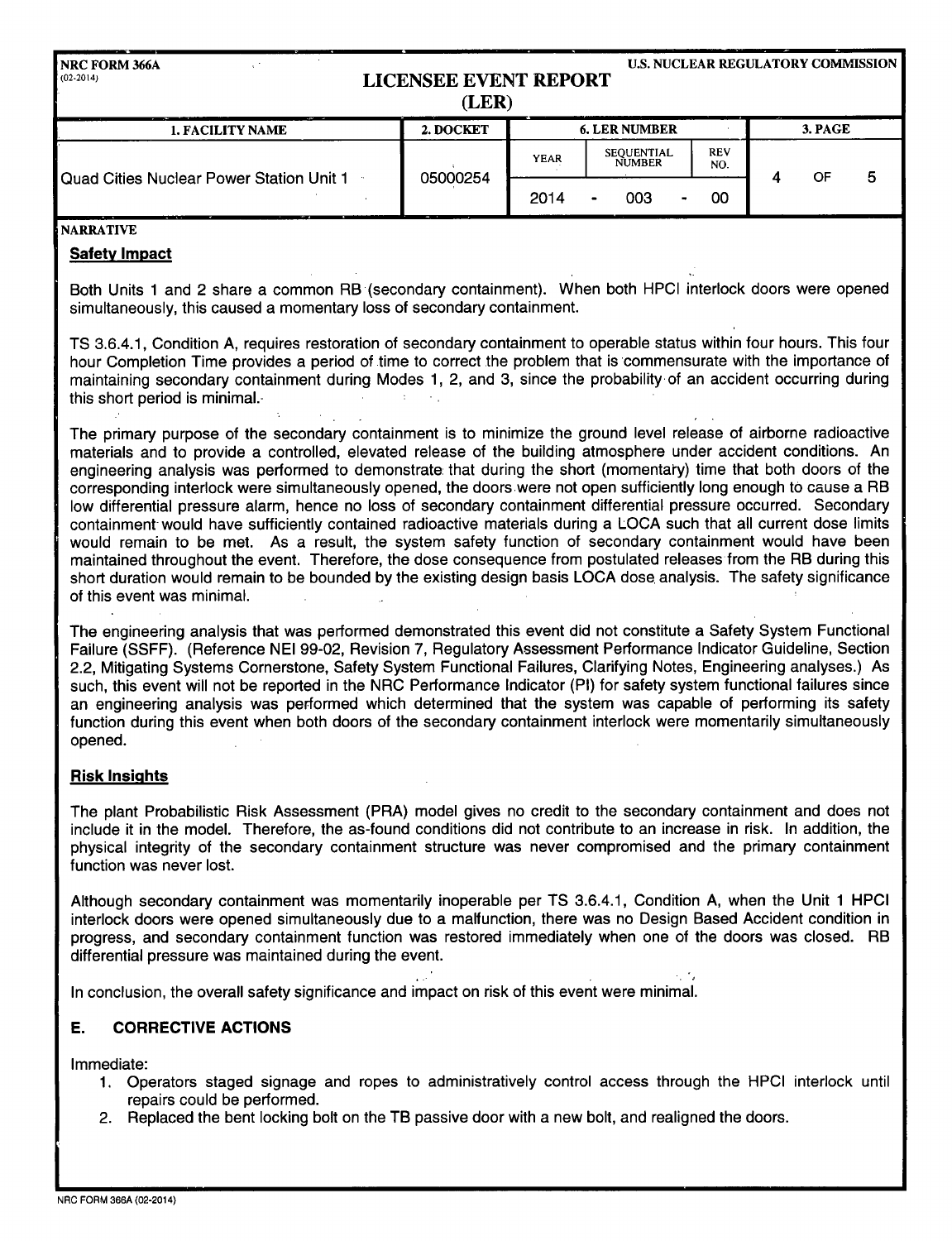| 1. FACILITY NAME | 2. DOCKET | 6. LER NUMBER | | | 3. PAGE |
|---|---|---|---|---|---|
| | | YEAR | SEQUENTIAL NUMBER | REV NO. | |
| Quad Cities Nuclear Power Station Unit 1 | 05000254 | 2014 | 003 | 00 | 4 OF 5 |

NARRATIVE

**Safety Impact**

Both Units 1 and 2 share a common RB (secondary containment). When both HPCI interlock doors were opened simultaneously, this caused a momentary loss of secondary containment.

TS 3.6.4.1, Condition A, requires restoration of secondary containment to operable status within four hours. This four hour Completion Time provides a period of time to correct the problem that is commensurate with the importance of maintaining secondary containment during Modes 1, 2, and 3, since the probability of an accident occurring during this short period is minimal.

The primary purpose of the secondary containment is to minimize the ground level release of airborne radioactive materials and to provide a controlled, elevated release of the building atmosphere under accident conditions. An engineering analysis was performed to demonstrate that during the short (momentary) time that both doors of the corresponding interlock were simultaneously opened, the doors were not open sufficiently long enough to cause a RB low differential pressure alarm, hence no loss of secondary containment differential pressure occurred. Secondary containment would have sufficiently contained radioactive materials during a LOCA such that all current dose limits would remain to be met. As a result, the system safety function of secondary containment would have been maintained throughout the event. Therefore, the dose consequence from postulated releases from the RB during this short duration would remain to be bounded by the existing design basis LOCA dose analysis. The safety significance of this event was minimal.

The engineering analysis that was performed demonstrated this event did not constitute a Safety System Functional Failure (SSFF). (Reference NEI 99-02, Revision 7, Regulatory Assessment Performance Indicator Guideline, Section 2.2, Mitigating Systems Cornerstone, Safety System Functional Failures, Clarifying Notes, Engineering analyses.) As such, this event will not be reported in the NRC Performance Indicator (PI) for safety system functional failures since an engineering analysis was performed which determined that the system was capable of performing its safety function during this event when both doors of the secondary containment interlock were momentarily simultaneously opened.

**Risk Insights**

The plant Probabilistic Risk Assessment (PRA) model gives no credit to the secondary containment and does not include it in the model. Therefore, the as-found conditions did not contribute to an increase in risk. In addition, the physical integrity of the secondary containment structure was never compromised and the primary containment function was never lost.

Although secondary containment was momentarily inoperable per TS 3.6.4.1, Condition A, when the Unit 1 HPCI interlock doors were opened simultaneously due to a malfunction, there was no Design Based Accident condition in progress, and secondary containment function was restored immediately when one of the doors was closed. RB differential pressure was maintained during the event.

In conclusion, the overall safety significance and impact on risk of this event were minimal.

## E. CORRECTIVE ACTIONS

Immediate:

1. Operators staged signage and ropes to administratively control access through the HPCI interlock until repairs could be performed.
2. Replaced the bent locking bolt on the TB passive door with a new bolt, and realigned the doors.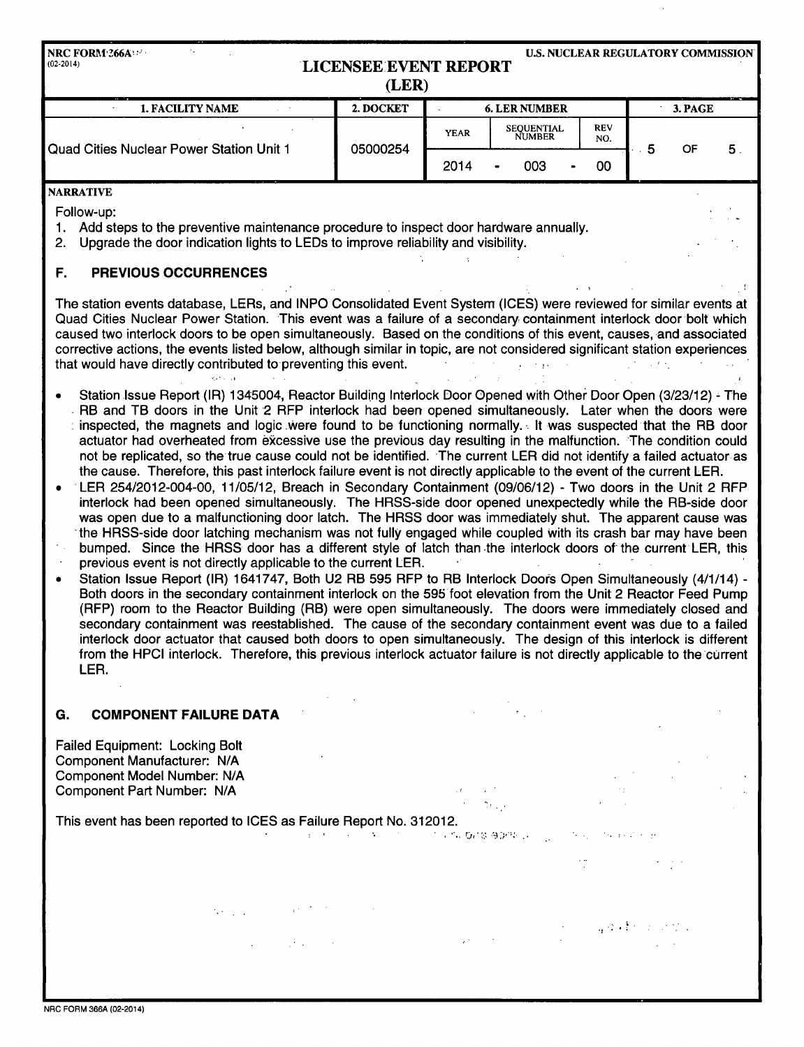| 1. FACILITY NAME | 2. DOCKET | 6. LER NUMBER | | | 3. PAGE |
|---|---|---|---|---|---|
| | | YEAR | SEQUENTIAL NUMBER | REV NO. | |
| Quad Cities Nuclear Power Station Unit 1 | 05000254 | 2014 | 003 | 00 | 5 OF 5 |

**NARRATIVE**

Follow-up:

1. Add steps to the preventive maintenance procedure to inspect door hardware annually.
2. Upgrade the door indication lights to LEDs to improve reliability and visibility.

## F. PREVIOUS OCCURRENCES

The station events database, LERs, and INPO Consolidated Event System (ICES) were reviewed for similar events at Quad Cities Nuclear Power Station. This event was a failure of a secondary containment interlock door bolt which caused two interlock doors to be open simultaneously. Based on the conditions of this event, causes, and associated corrective actions, the events listed below, although similar in topic, are not considered significant station experiences that would have directly contributed to preventing this event.

- Station Issue Report (IR) 1345004, Reactor Building Interlock Door Opened with Other Door Open (3/23/12) - The RB and TB doors in the Unit 2 RFP interlock had been opened simultaneously. Later when the doors were inspected, the magnets and logic were found to be functioning normally. It was suspected that the RB door actuator had overheated from excessive use the previous day resulting in the malfunction. The condition could not be replicated, so the true cause could not be identified. The current LER did not identify a failed actuator as the cause. Therefore, this past interlock failure event is not directly applicable to the event of the current LER.
- LER 254/2012-004-00, 11/05/12, Breach in Secondary Containment (09/06/12) - Two doors in the Unit 2 RFP interlock had been opened simultaneously. The HRSS-side door opened unexpectedly while the RB-side door was open due to a malfunctioning door latch. The HRSS door was immediately shut. The apparent cause was the HRSS-side door latching mechanism was not fully engaged while coupled with its crash bar may have been bumped. Since the HRSS door has a different style of latch than the interlock doors of the current LER, this previous event is not directly applicable to the current LER.
- Station Issue Report (IR) 1641747, Both U2 RB 595 RFP to RB Interlock Doors Open Simultaneously (4/1/14) - Both doors in the secondary containment interlock on the 595 foot elevation from the Unit 2 Reactor Feed Pump (RFP) room to the Reactor Building (RB) were open simultaneously. The doors were immediately closed and secondary containment was reestablished. The cause of the secondary containment event was due to a failed interlock door actuator that caused both doors to open simultaneously. The design of this interlock is different from the HPCI interlock. Therefore, this previous interlock actuator failure is not directly applicable to the current LER.

## G. COMPONENT FAILURE DATA

Failed Equipment: Locking Bolt
Component Manufacturer: N/A
Component Model Number: N/A
Component Part Number: N/A

This event has been reported to ICES as Failure Report No. 312012.